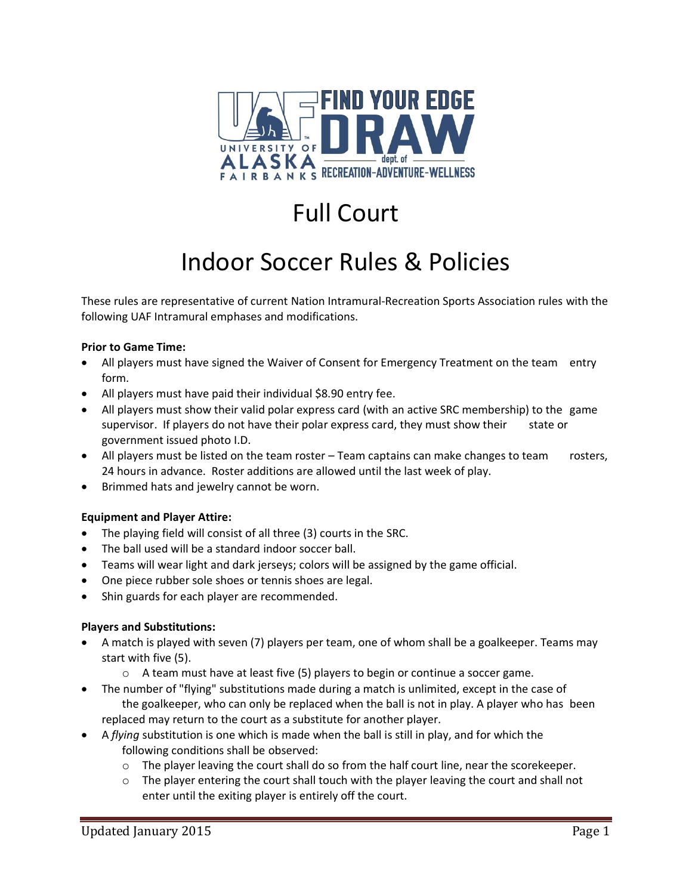# Full Court

# Indoor Soccer Rules & Policies

These rules are representative of current Nation Intramural-Recreation Sports Association rules with the following UAF Intramural emphases and modifications.

**Prior to Game Time:**

- All players must have signed the Waiver of Consent for Emergency Treatment on the team entry form.
- All players must have paid their individual $8.90 entry fee.
- All players must show their valid polar express card (with an active SRC membership) to the game supervisor. If players do not have their polar express card, they must show their state or government issued photo I.D.
- All players must be listed on the team roster – Team captains can make changes to team rosters, 24 hours in advance. Roster additions are allowed until the last week of play.
- Brimmed hats and jewelry cannot be worn.

**Equipment and Player Attire:**

- The playing field will consist of all three (3) courts in the SRC.
- The ball used will be a standard indoor soccer ball.
- Teams will wear light and dark jerseys; colors will be assigned by the game official.
- One piece rubber sole shoes or tennis shoes are legal.
- Shin guards for each player are recommended.

**Players and Substitutions:**

- A match is played with seven (7) players per team, one of whom shall be a goalkeeper. Teams may start with five (5).
  - A team must have at least five (5) players to begin or continue a soccer game.
- The number of "flying" substitutions made during a match is unlimited, except in the case of the goalkeeper, who can only be replaced when the ball is not in play. A player who has been replaced may return to the court as a substitute for another player.
- A *flying* substitution is one which is made when the ball is still in play, and for which the following conditions shall be observed:
  - The player leaving the court shall do so from the half court line, near the scorekeeper.
  - The player entering the court shall touch with the player leaving the court and shall not enter until the exiting player is entirely off the court.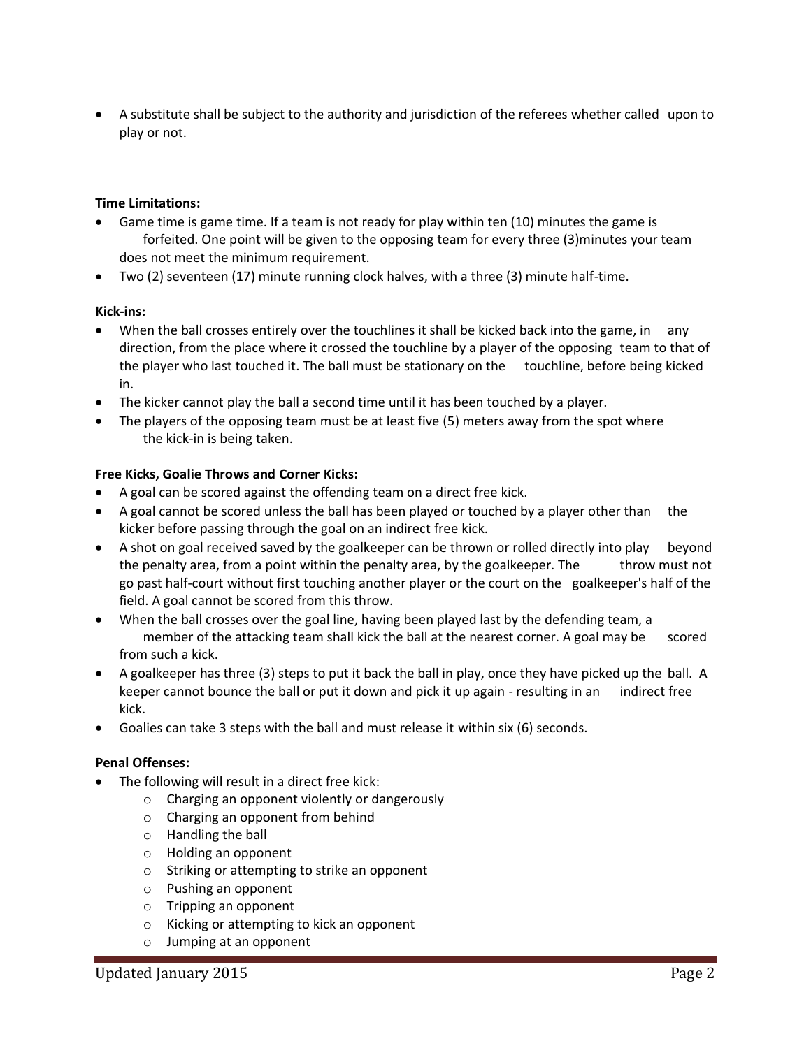- A substitute shall be subject to the authority and jurisdiction of the referees whether called upon to play or not.

**Time Limitations:**

- Game time is game time. If a team is not ready for play within ten (10) minutes the game is forfeited. One point will be given to the opposing team for every three (3)minutes your team does not meet the minimum requirement.
- Two (2) seventeen (17) minute running clock halves, with a three (3) minute half-time.

**Kick-ins:**

- When the ball crosses entirely over the touchlines it shall be kicked back into the game, in any direction, from the place where it crossed the touchline by a player of the opposing team to that of the player who last touched it. The ball must be stationary on the touchline, before being kicked in.
- The kicker cannot play the ball a second time until it has been touched by a player.
- The players of the opposing team must be at least five (5) meters away from the spot where the kick-in is being taken.

**Free Kicks, Goalie Throws and Corner Kicks:**

- A goal can be scored against the offending team on a direct free kick.
- A goal cannot be scored unless the ball has been played or touched by a player other than the kicker before passing through the goal on an indirect free kick.
- A shot on goal received saved by the goalkeeper can be thrown or rolled directly into play beyond the penalty area, from a point within the penalty area, by the goalkeeper. The throw must not go past half-court without first touching another player or the court on the goalkeeper's half of the field. A goal cannot be scored from this throw.
- When the ball crosses over the goal line, having been played last by the defending team, a member of the attacking team shall kick the ball at the nearest corner. A goal may be scored from such a kick.
- A goalkeeper has three (3) steps to put it back the ball in play, once they have picked up the ball. A keeper cannot bounce the ball or put it down and pick it up again - resulting in an indirect free kick.
- Goalies can take 3 steps with the ball and must release it within six (6) seconds.

**Penal Offenses:**

- The following will result in a direct free kick:
  - Charging an opponent violently or dangerously
  - Charging an opponent from behind
  - Handling the ball
  - Holding an opponent
  - Striking or attempting to strike an opponent
  - Pushing an opponent
  - Tripping an opponent
  - Kicking or attempting to kick an opponent
  - Jumping at an opponent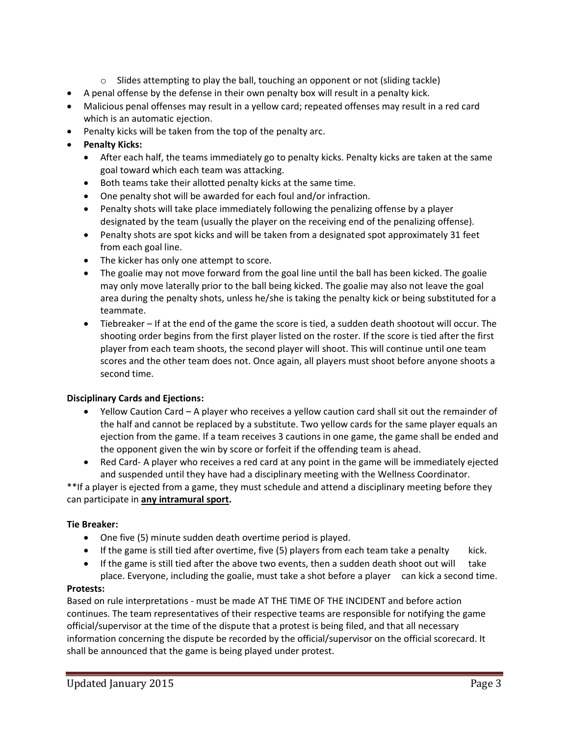- Slides attempting to play the ball, touching an opponent or not (sliding tackle)
- A penal offense by the defense in their own penalty box will result in a penalty kick.
- Malicious penal offenses may result in a yellow card; repeated offenses may result in a red card which is an automatic ejection.
- Penalty kicks will be taken from the top of the penalty arc.
- **Penalty Kicks:**
    - After each half, the teams immediately go to penalty kicks. Penalty kicks are taken at the same goal toward which each team was attacking.
    - Both teams take their allotted penalty kicks at the same time.
    - One penalty shot will be awarded for each foul and/or infraction.
    - Penalty shots will take place immediately following the penalizing offense by a player designated by the team (usually the player on the receiving end of the penalizing offense).
    - Penalty shots are spot kicks and will be taken from a designated spot approximately 31 feet from each goal line.
    - The kicker has only one attempt to score.
    - The goalie may not move forward from the goal line until the ball has been kicked. The goalie may only move laterally prior to the ball being kicked. The goalie may also not leave the goal area during the penalty shots, unless he/she is taking the penalty kick or being substituted for a teammate.
    - Tiebreaker – If at the end of the game the score is tied, a sudden death shootout will occur. The shooting order begins from the first player listed on the roster. If the score is tied after the first player from each team shoots, the second player will shoot. This will continue until one team scores and the other team does not. Once again, all players must shoot before anyone shoots a second time.

**Disciplinary Cards and Ejections:**

- Yellow Caution Card – A player who receives a yellow caution card shall sit out the remainder of the half and cannot be replaced by a substitute. Two yellow cards for the same player equals an ejection from the game. If a team receives 3 cautions in one game, the game shall be ended and the opponent given the win by score or forfeit if the offending team is ahead.
- Red Card- A player who receives a red card at any point in the game will be immediately ejected and suspended until they have had a disciplinary meeting with the Wellness Coordinator.

**If a player is ejected from a game, they must schedule and attend a disciplinary meeting before they can participate in **any intramural sport.**

**Tie Breaker:**

- One five (5) minute sudden death overtime period is played.
- If the game is still tied after overtime, five (5) players from each team take a penalty kick.
- If the game is still tied after the above two events, then a sudden death shoot out will take place. Everyone, including the goalie, must take a shot before a player can kick a second time.

**Protests:**

Based on rule interpretations - must be made AT THE TIME OF THE INCIDENT and before action continues. The team representatives of their respective teams are responsible for notifying the game official/supervisor at the time of the dispute that a protest is being filed, and that all necessary information concerning the dispute be recorded by the official/supervisor on the official scorecard. It shall be announced that the game is being played under protest.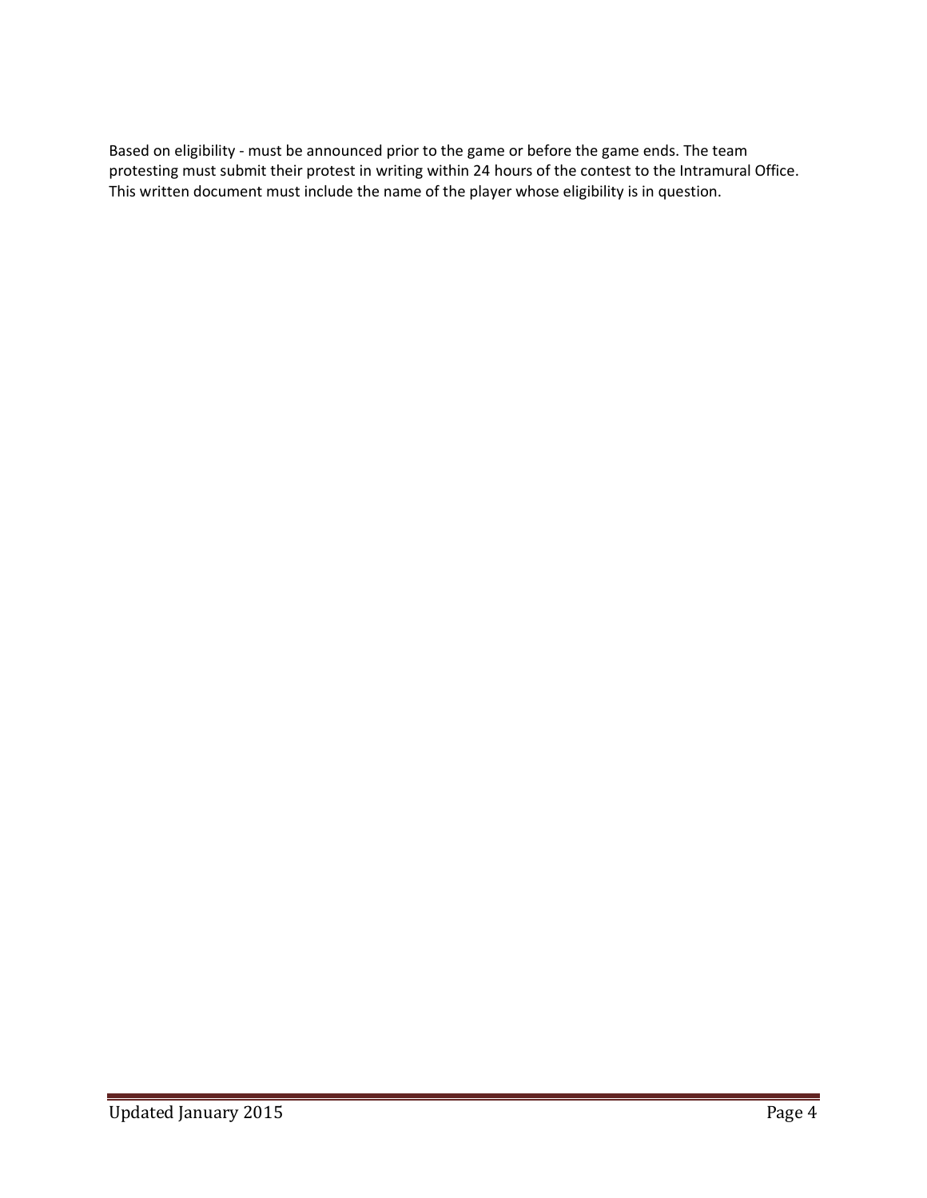Based on eligibility - must be announced prior to the game or before the game ends. The team protesting must submit their protest in writing within 24 hours of the contest to the Intramural Office. This written document must include the name of the player whose eligibility is in question.